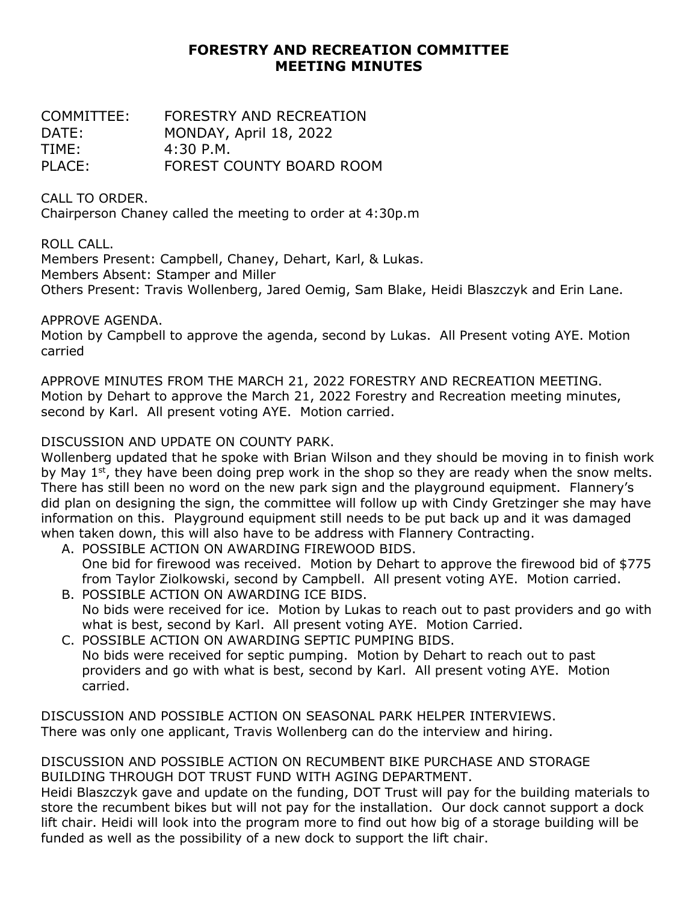# FORESTRY AND RECREATION COMMITTEE MEETING MINUTES

COMMITTEE: FORESTRY AND RECREATION
DATE: MONDAY, April 18, 2022
TIME: 4:30 P.M.
PLACE: FOREST COUNTY BOARD ROOM

CALL TO ORDER.
Chairperson Chaney called the meeting to order at 4:30p.m

ROLL CALL.
Members Present: Campbell, Chaney, Dehart, Karl, & Lukas.
Members Absent: Stamper and Miller
Others Present: Travis Wollenberg, Jared Oemig, Sam Blake, Heidi Blaszczyk and Erin Lane.

APPROVE AGENDA.
Motion by Campbell to approve the agenda, second by Lukas. All Present voting AYE. Motion carried

APPROVE MINUTES FROM THE MARCH 21, 2022 FORESTRY AND RECREATION MEETING.
Motion by Dehart to approve the March 21, 2022 Forestry and Recreation meeting minutes, second by Karl. All present voting AYE. Motion carried.

DISCUSSION AND UPDATE ON COUNTY PARK.
Wollenberg updated that he spoke with Brian Wilson and they should be moving in to finish work by May 1st, they have been doing prep work in the shop so they are ready when the snow melts. There has still been no word on the new park sign and the playground equipment. Flannery's did plan on designing the sign, the committee will follow up with Cindy Gretzinger she may have information on this. Playground equipment still needs to be put back up and it was damaged when taken down, this will also have to be address with Flannery Contracting.

A. POSSIBLE ACTION ON AWARDING FIREWOOD BIDS.
   One bid for firewood was received. Motion by Dehart to approve the firewood bid of $775 from Taylor Ziolkowski, second by Campbell. All present voting AYE. Motion carried.
B. POSSIBLE ACTION ON AWARDING ICE BIDS.
   No bids were received for ice. Motion by Lukas to reach out to past providers and go with what is best, second by Karl. All present voting AYE. Motion Carried.
C. POSSIBLE ACTION ON AWARDING SEPTIC PUMPING BIDS.
   No bids were received for septic pumping. Motion by Dehart to reach out to past providers and go with what is best, second by Karl. All present voting AYE. Motion carried.

DISCUSSION AND POSSIBLE ACTION ON SEASONAL PARK HELPER INTERVIEWS.
There was only one applicant, Travis Wollenberg can do the interview and hiring.

DISCUSSION AND POSSIBLE ACTION ON RECUMBENT BIKE PURCHASE AND STORAGE BUILDING THROUGH DOT TRUST FUND WITH AGING DEPARTMENT.
Heidi Blaszczyk gave and update on the funding, DOT Trust will pay for the building materials to store the recumbent bikes but will not pay for the installation. Our dock cannot support a dock lift chair. Heidi will look into the program more to find out how big of a storage building will be funded as well as the possibility of a new dock to support the lift chair.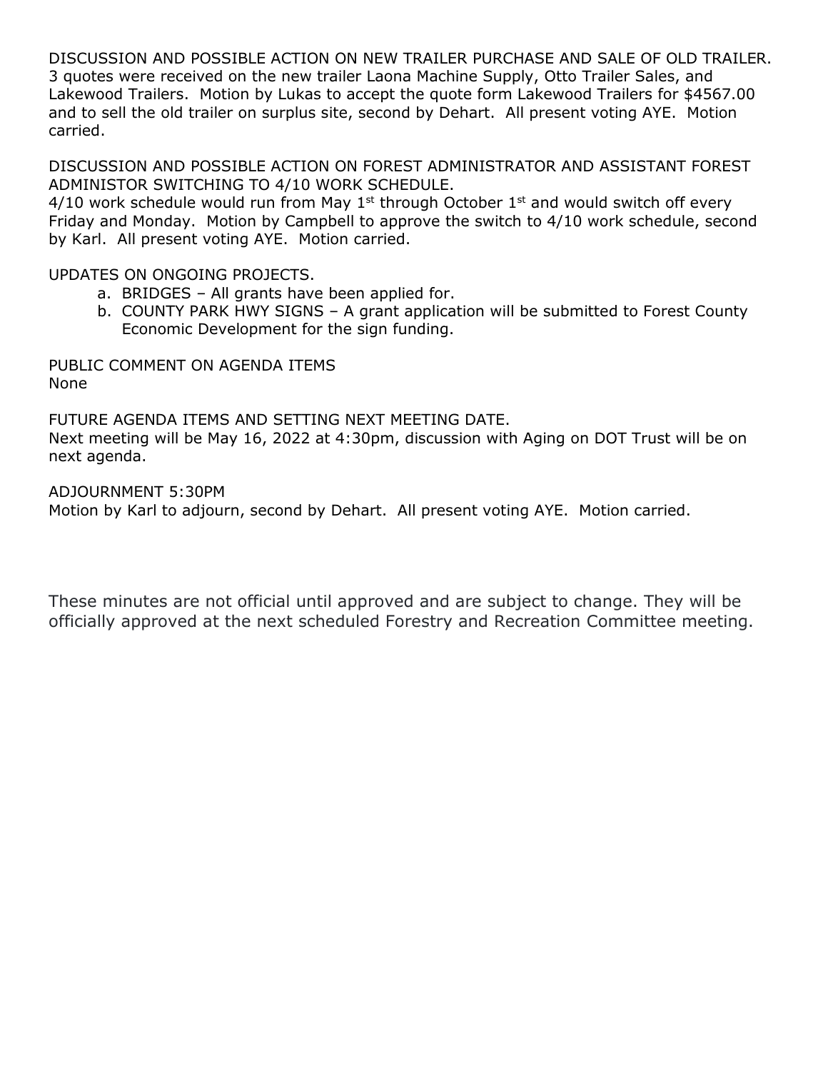DISCUSSION AND POSSIBLE ACTION ON NEW TRAILER PURCHASE AND SALE OF OLD TRAILER.
3 quotes were received on the new trailer Laona Machine Supply, Otto Trailer Sales, and Lakewood Trailers. Motion by Lukas to accept the quote form Lakewood Trailers for $4567.00 and to sell the old trailer on surplus site, second by Dehart. All present voting AYE. Motion carried.

DISCUSSION AND POSSIBLE ACTION ON FOREST ADMINISTRATOR AND ASSISTANT FOREST ADMINISTOR SWITCHING TO 4/10 WORK SCHEDULE.
4/10 work schedule would run from May 1st through October 1st and would switch off every Friday and Monday. Motion by Campbell to approve the switch to 4/10 work schedule, second by Karl. All present voting AYE. Motion carried.

UPDATES ON ONGOING PROJECTS.

a. BRIDGES – All grants have been applied for.
b. COUNTY PARK HWY SIGNS – A grant application will be submitted to Forest County Economic Development for the sign funding.

PUBLIC COMMENT ON AGENDA ITEMS
None

FUTURE AGENDA ITEMS AND SETTING NEXT MEETING DATE.
Next meeting will be May 16, 2022 at 4:30pm, discussion with Aging on DOT Trust will be on next agenda.

ADJOURNMENT 5:30PM
Motion by Karl to adjourn, second by Dehart. All present voting AYE. Motion carried.

These minutes are not official until approved and are subject to change. They will be officially approved at the next scheduled Forestry and Recreation Committee meeting.